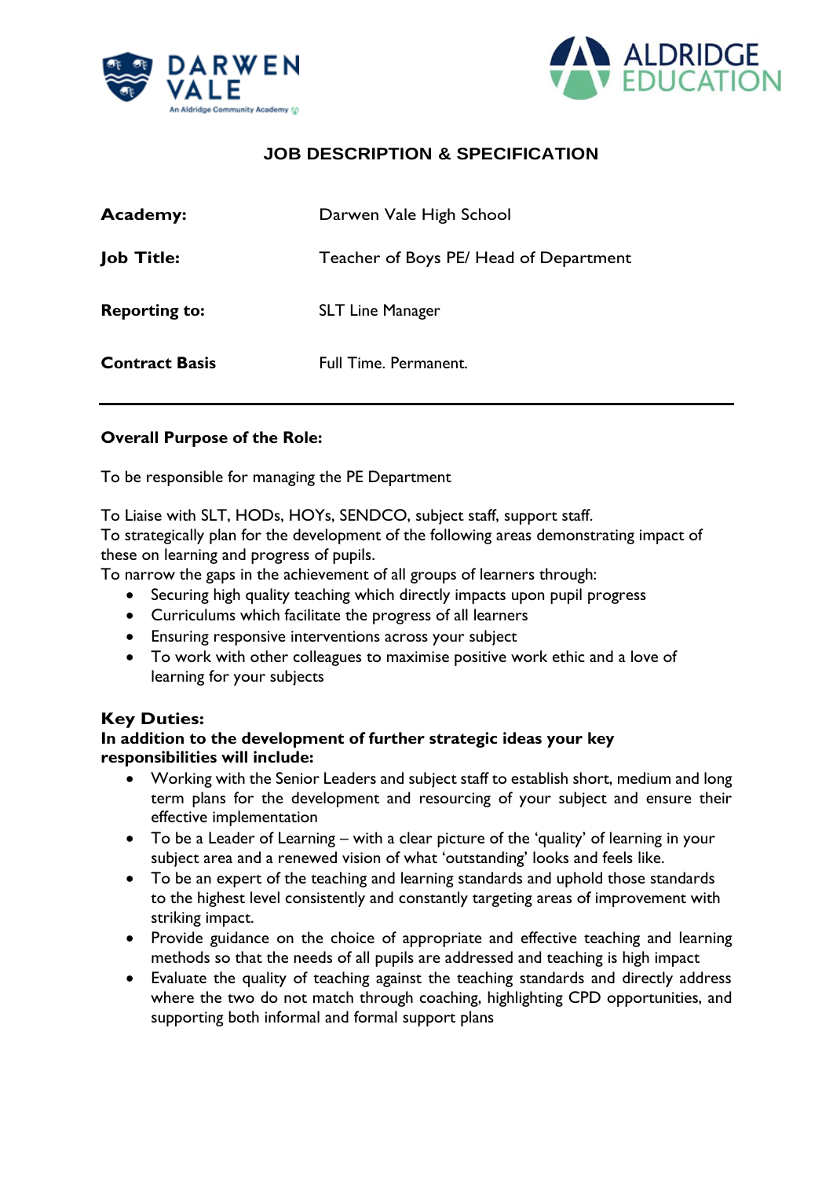## JOB DESCRIPTION & SPECIFICATION

| | |
|---|---|
| **Academy:** | Darwen Vale High School |
| **Job Title:** | Teacher of Boys PE/ Head of Department |
| **Reporting to:** | SLT Line Manager |
| **Contract Basis** | Full Time. Permanent. |

---

**Overall Purpose of the Role:**

To be responsible for managing the PE Department

To Liaise with SLT, HODs, HOYs, SENDCO, subject staff, support staff.
To strategically plan for the development of the following areas demonstrating impact of these on learning and progress of pupils.
To narrow the gaps in the achievement of all groups of learners through:

- Securing high quality teaching which directly impacts upon pupil progress
- Curriculums which facilitate the progress of all learners
- Ensuring responsive interventions across your subject
- To work with other colleagues to maximise positive work ethic and a love of learning for your subjects

**Key Duties:**
**In addition to the development of further strategic ideas your key responsibilities will include:**

- Working with the Senior Leaders and subject staff to establish short, medium and long term plans for the development and resourcing of your subject and ensure their effective implementation
- To be a Leader of Learning – with a clear picture of the 'quality' of learning in your subject area and a renewed vision of what 'outstanding' looks and feels like.
- To be an expert of the teaching and learning standards and uphold those standards to the highest level consistently and constantly targeting areas of improvement with striking impact.
- Provide guidance on the choice of appropriate and effective teaching and learning methods so that the needs of all pupils are addressed and teaching is high impact
- Evaluate the quality of teaching against the teaching standards and directly address where the two do not match through coaching, highlighting CPD opportunities, and supporting both informal and formal support plans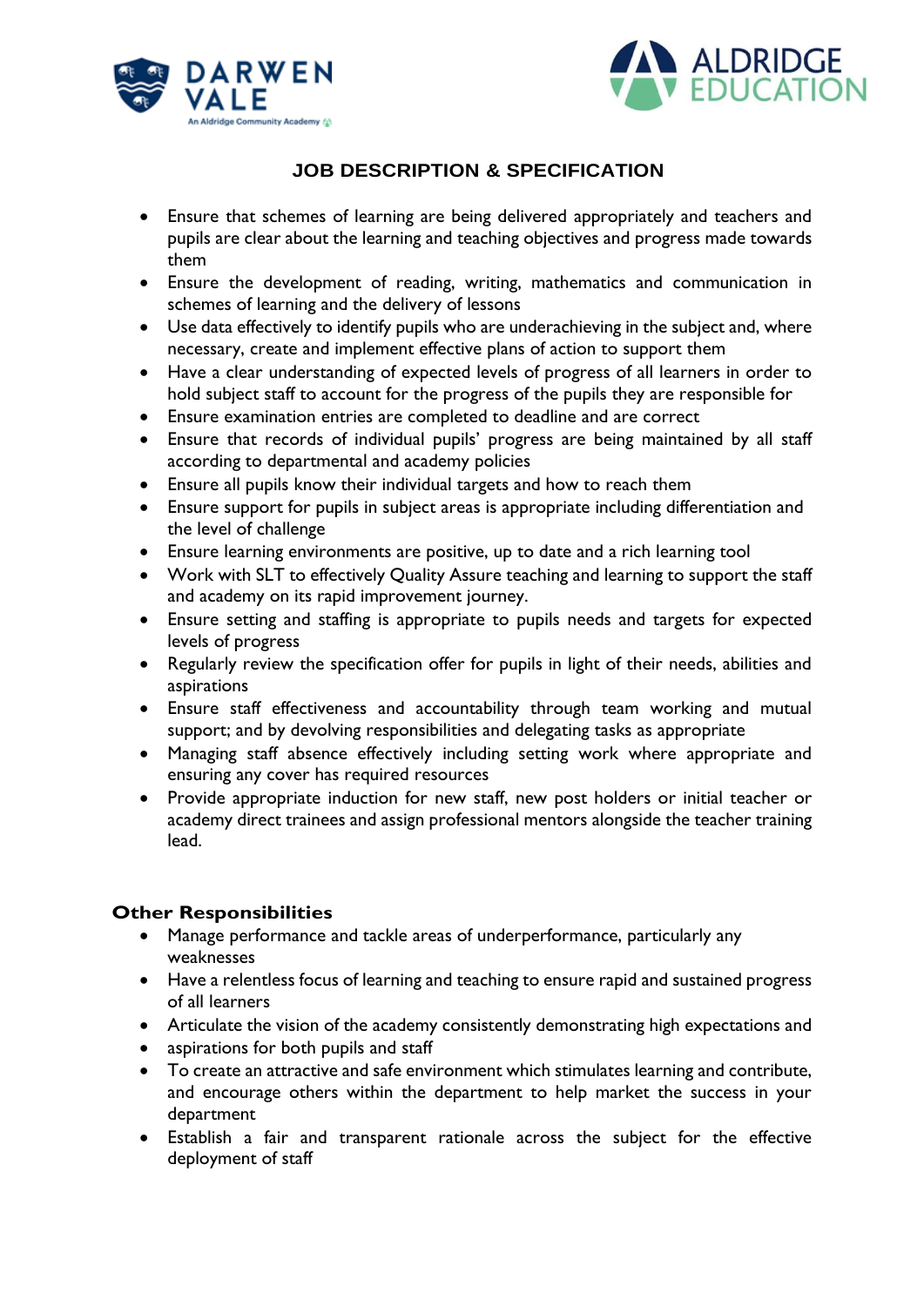## JOB DESCRIPTION & SPECIFICATION

- Ensure that schemes of learning are being delivered appropriately and teachers and pupils are clear about the learning and teaching objectives and progress made towards them
- Ensure the development of reading, writing, mathematics and communication in schemes of learning and the delivery of lessons
- Use data effectively to identify pupils who are underachieving in the subject and, where necessary, create and implement effective plans of action to support them
- Have a clear understanding of expected levels of progress of all learners in order to hold subject staff to account for the progress of the pupils they are responsible for
- Ensure examination entries are completed to deadline and are correct
- Ensure that records of individual pupils' progress are being maintained by all staff according to departmental and academy policies
- Ensure all pupils know their individual targets and how to reach them
- Ensure support for pupils in subject areas is appropriate including differentiation and the level of challenge
- Ensure learning environments are positive, up to date and a rich learning tool
- Work with SLT to effectively Quality Assure teaching and learning to support the staff and academy on its rapid improvement journey.
- Ensure setting and staffing is appropriate to pupils needs and targets for expected levels of progress
- Regularly review the specification offer for pupils in light of their needs, abilities and aspirations
- Ensure staff effectiveness and accountability through team working and mutual support; and by devolving responsibilities and delegating tasks as appropriate
- Managing staff absence effectively including setting work where appropriate and ensuring any cover has required resources
- Provide appropriate induction for new staff, new post holders or initial teacher or academy direct trainees and assign professional mentors alongside the teacher training lead.

### Other Responsibilities

- Manage performance and tackle areas of underperformance, particularly any weaknesses
- Have a relentless focus of learning and teaching to ensure rapid and sustained progress of all learners
- Articulate the vision of the academy consistently demonstrating high expectations and
- aspirations for both pupils and staff
- To create an attractive and safe environment which stimulates learning and contribute, and encourage others within the department to help market the success in your department
- Establish a fair and transparent rationale across the subject for the effective deployment of staff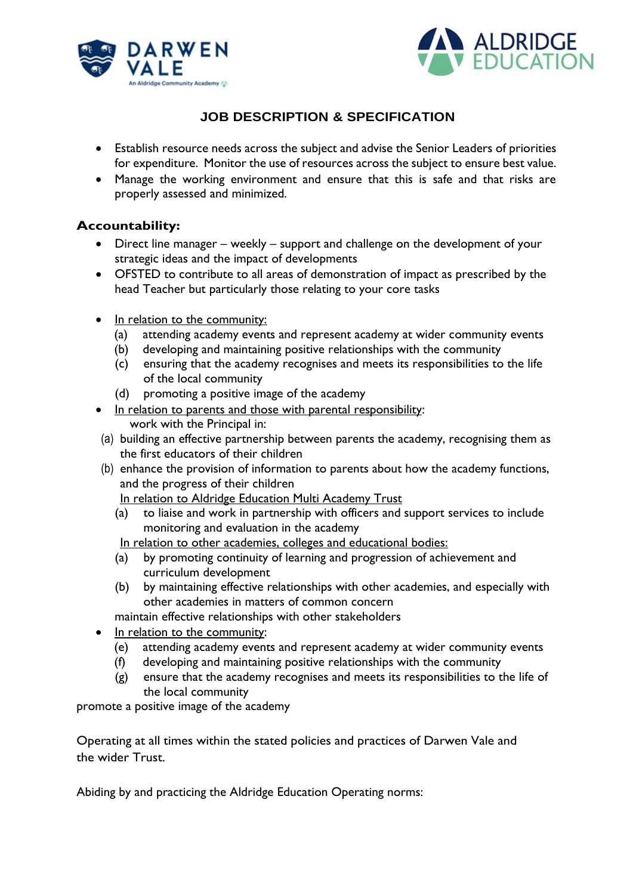## JOB DESCRIPTION & SPECIFICATION

- Establish resource needs across the subject and advise the Senior Leaders of priorities for expenditure. Monitor the use of resources across the subject to ensure best value.
- Manage the working environment and ensure that this is safe and that risks are properly assessed and minimized.

**Accountability:**

- Direct line manager – weekly – support and challenge on the development of your strategic ideas and the impact of developments
- OFSTED to contribute to all areas of demonstration of impact as prescribed by the head Teacher but particularly those relating to your core tasks

- In relation to the community:
  - (a) attending academy events and represent academy at wider community events
  - (b) developing and maintaining positive relationships with the community
  - (c) ensuring that the academy recognises and meets its responsibilities to the life of the local community
  - (d) promoting a positive image of the academy
- In relation to parents and those with parental responsibility:
  work with the Principal in:
  - (a) building an effective partnership between parents the academy, recognising them as the first educators of their children
  - (b) enhance the provision of information to parents about how the academy functions, and the progress of their children

  In relation to Aldridge Education Multi Academy Trust
  - (a) to liaise and work in partnership with officers and support services to include monitoring and evaluation in the academy

  In relation to other academies, colleges and educational bodies:
  - (a) by promoting continuity of learning and progression of achievement and curriculum development
  - (b) by maintaining effective relationships with other academies, and especially with other academies in matters of common concern

  maintain effective relationships with other stakeholders
- In relation to the community:
  - (e) attending academy events and represent academy at wider community events
  - (f) developing and maintaining positive relationships with the community
  - (g) ensure that the academy recognises and meets its responsibilities to the life of the local community

promote a positive image of the academy

Operating at all times within the stated policies and practices of Darwen Vale and the wider Trust.

Abiding by and practicing the Aldridge Education Operating norms: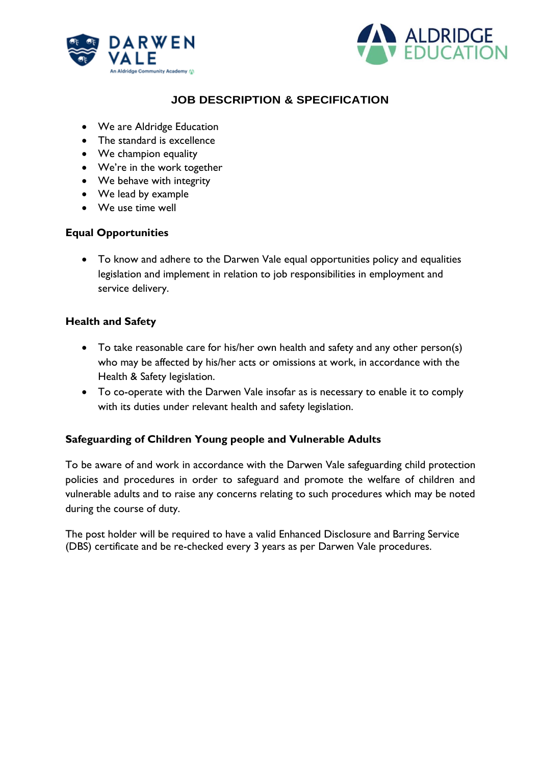## JOB DESCRIPTION & SPECIFICATION

- We are Aldridge Education
- The standard is excellence
- We champion equality
- We're in the work together
- We behave with integrity
- We lead by example
- We use time well

**Equal Opportunities**

- To know and adhere to the Darwen Vale equal opportunities policy and equalities legislation and implement in relation to job responsibilities in employment and service delivery.

**Health and Safety**

- To take reasonable care for his/her own health and safety and any other person(s) who may be affected by his/her acts or omissions at work, in accordance with the Health & Safety legislation.
- To co-operate with the Darwen Vale insofar as is necessary to enable it to comply with its duties under relevant health and safety legislation.

**Safeguarding of Children Young people and Vulnerable Adults**

To be aware of and work in accordance with the Darwen Vale safeguarding child protection policies and procedures in order to safeguard and promote the welfare of children and vulnerable adults and to raise any concerns relating to such procedures which may be noted during the course of duty.

The post holder will be required to have a valid Enhanced Disclosure and Barring Service (DBS) certificate and be re-checked every 3 years as per Darwen Vale procedures.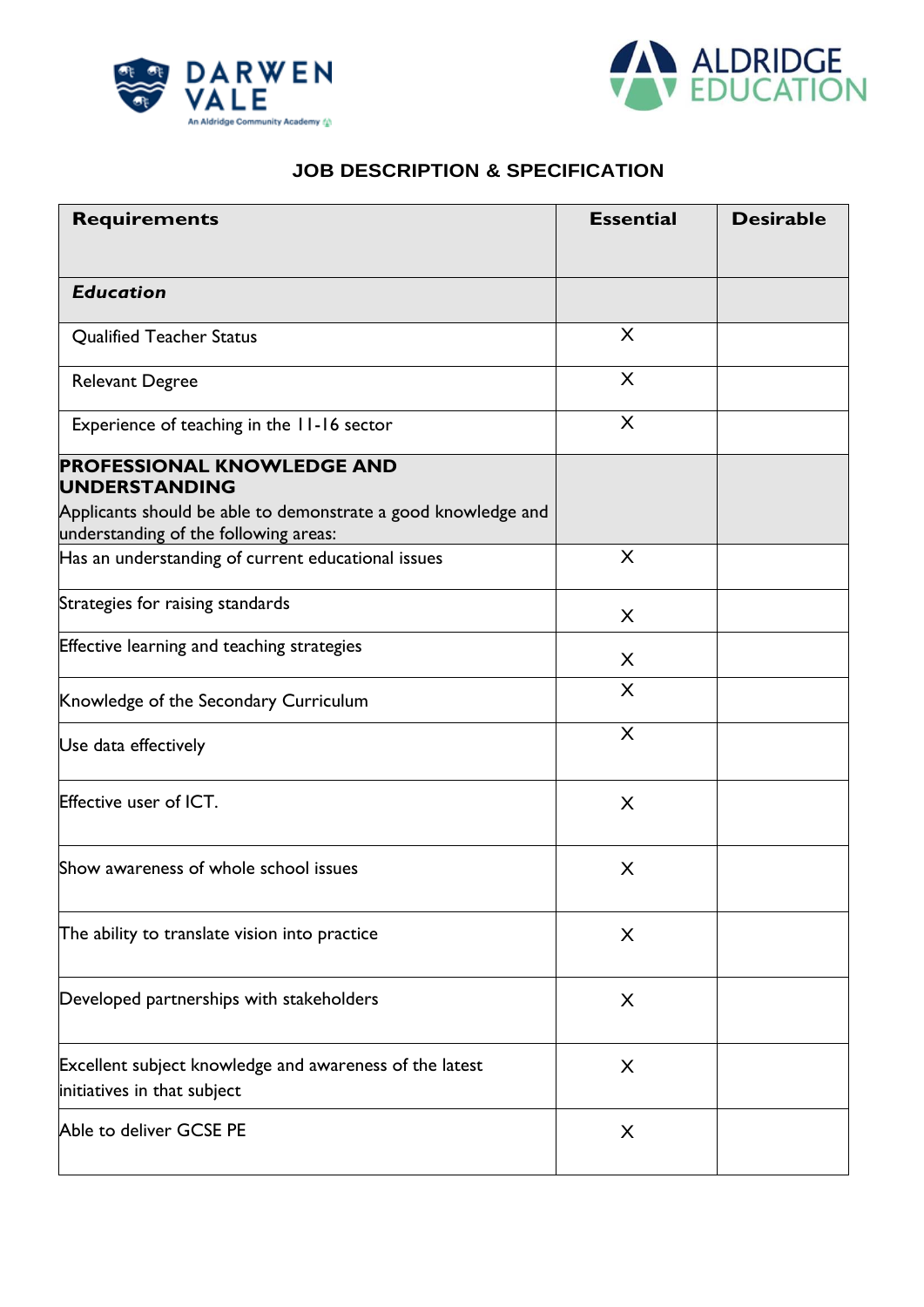## JOB DESCRIPTION & SPECIFICATION

| Requirements | Essential | Desirable |
|---|---|---|
| ***Education*** | | |
| Qualified Teacher Status | X | |
| Relevant Degree | X | |
| Experience of teaching in the 11-16 sector | X | |
| **PROFESSIONAL KNOWLEDGE AND UNDERSTANDING** Applicants should be able to demonstrate a good knowledge and understanding of the following areas: | | |
| Has an understanding of current educational issues | X | |
| Strategies for raising standards | X | |
| Effective learning and teaching strategies | X | |
| Knowledge of the Secondary Curriculum | X | |
| Use data effectively | X | |
| Effective user of ICT. | X | |
| Show awareness of whole school issues | X | |
| The ability to translate vision into practice | X | |
| Developed partnerships with stakeholders | X | |
| Excellent subject knowledge and awareness of the latest initiatives in that subject | X | |
| Able to deliver GCSE PE | X | |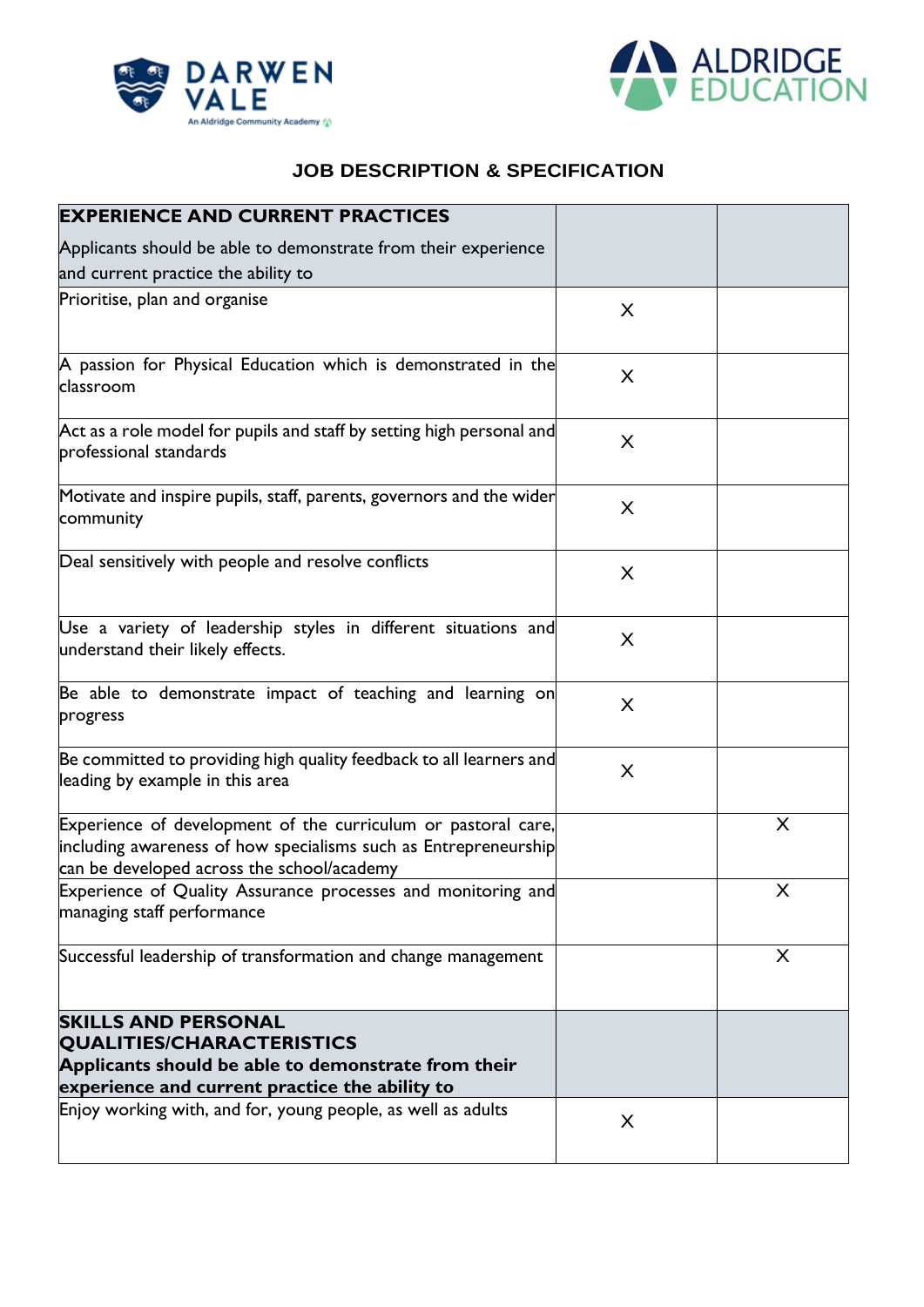**DARWEN VALE**
An Aldridge Community Academy

**ALDRIDGE EDUCATION**

## JOB DESCRIPTION & SPECIFICATION

| **EXPERIENCE AND CURRENT PRACTICES** Applicants should be able to demonstrate from their experience and current practice the ability to | | |
|---|---|---|
| Prioritise, plan and organise | X | |
| A passion for Physical Education which is demonstrated in the classroom | X | |
| Act as a role model for pupils and staff by setting high personal and professional standards | X | |
| Motivate and inspire pupils, staff, parents, governors and the wider community | X | |
| Deal sensitively with people and resolve conflicts | X | |
| Use a variety of leadership styles in different situations and understand their likely effects. | X | |
| Be able to demonstrate impact of teaching and learning on progress | X | |
| Be committed to providing high quality feedback to all learners and leading by example in this area | X | |
| Experience of development of the curriculum or pastoral care, including awareness of how specialisms such as Entrepreneurship can be developed across the school/academy | | X |
| Experience of Quality Assurance processes and monitoring and managing staff performance | | X |
| Successful leadership of transformation and change management | | X |
| **SKILLS AND PERSONAL QUALITIES/CHARACTERISTICS Applicants should be able to demonstrate from their experience and current practice the ability to** | | |
| Enjoy working with, and for, young people, as well as adults | X | |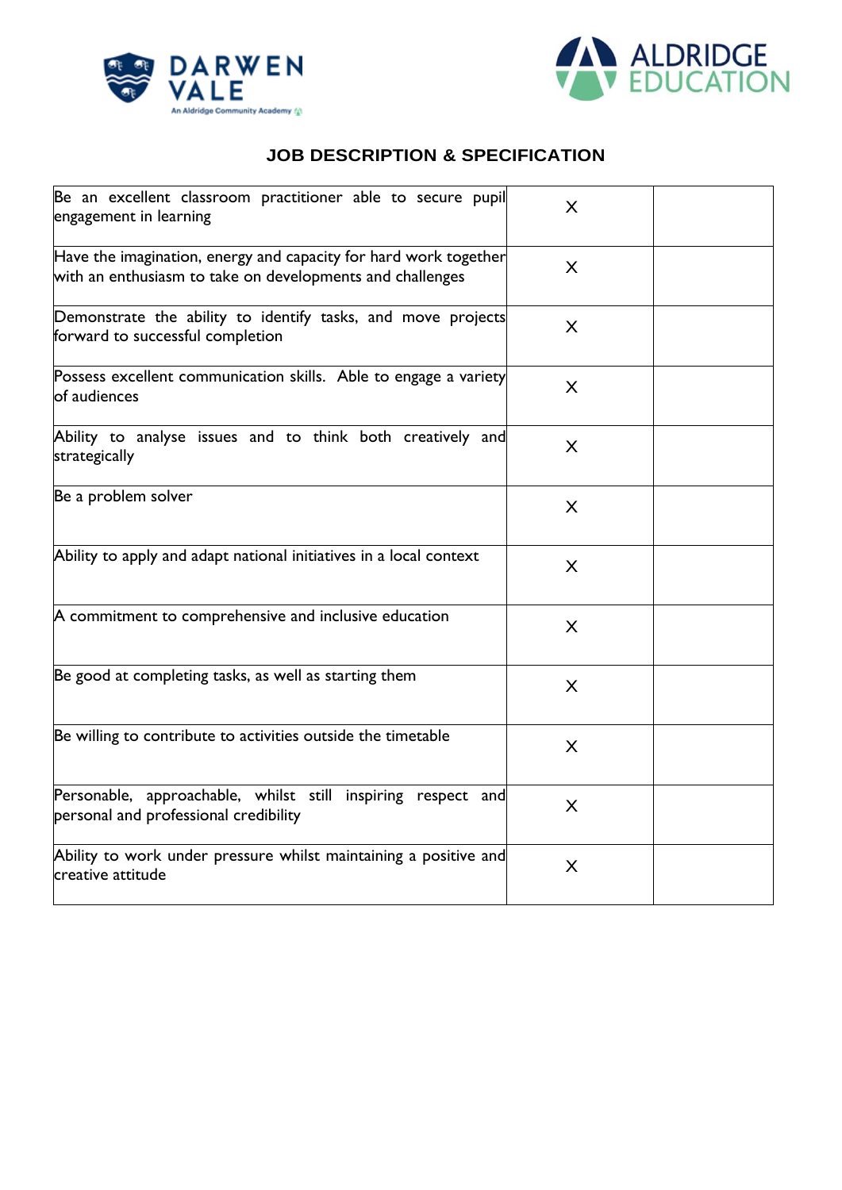**JOB DESCRIPTION & SPECIFICATION**

| | | |
|---|---|---|
| Be an excellent classroom practitioner able to secure pupil engagement in learning | X | |
| Have the imagination, energy and capacity for hard work together with an enthusiasm to take on developments and challenges | X | |
| Demonstrate the ability to identify tasks, and move projects forward to successful completion | X | |
| Possess excellent communication skills. Able to engage a variety of audiences | X | |
| Ability to analyse issues and to think both creatively and strategically | X | |
| Be a problem solver | X | |
| Ability to apply and adapt national initiatives in a local context | X | |
| A commitment to comprehensive and inclusive education | X | |
| Be good at completing tasks, as well as starting them | X | |
| Be willing to contribute to activities outside the timetable | X | |
| Personable, approachable, whilst still inspiring respect and personal and professional credibility | X | |
| Ability to work under pressure whilst maintaining a positive and creative attitude | X | |